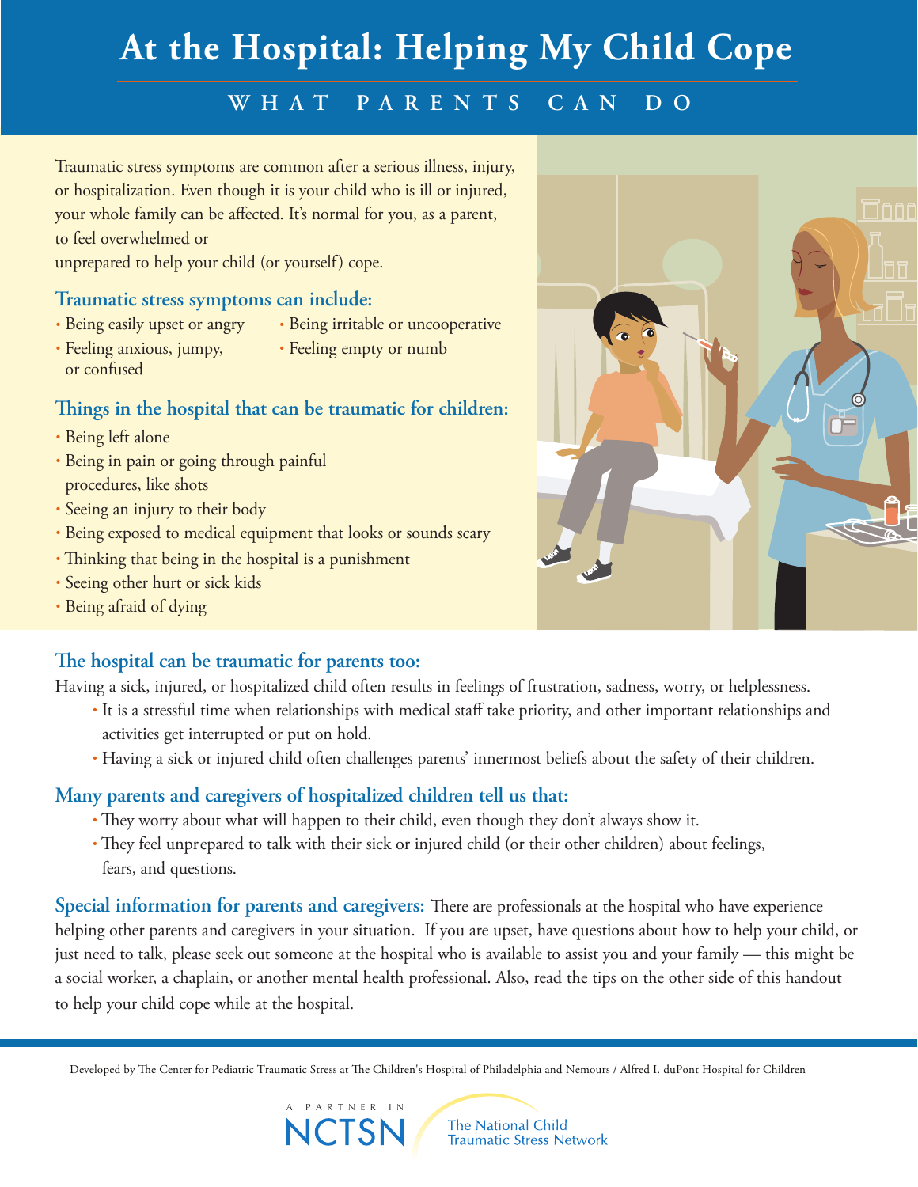# At the Hospital: Helping My Child Cope

## WHAT PARENTS CAN DO

Traumatic stress symptoms are common after a serious illness, injury, or hospitalization. Even though it is your child who is ill or injured, your whole family can be affected. It's normal for you, as a parent, to feel overwhelmed or unprepared to help your child (or yourself) cope.

### Traumatic stress symptoms can include:

- Being easily upset or angry
- Feeling anxious, jumpy, or confused
- Being irritable or uncooperative
- Feeling empty or numb

### Things in the hospital that can be traumatic for children:

- Being left alone
- Being in pain or going through painful procedures, like shots
- Seeing an injury to their body
- Being exposed to medical equipment that looks or sounds scary
- Thinking that being in the hospital is a punishment
- Seeing other hurt or sick kids
- Being afraid of dying

### The hospital can be traumatic for parents too:

Having a sick, injured, or hospitalized child often results in feelings of frustration, sadness, worry, or helplessness.

- It is a stressful time when relationships with medical staff take priority, and other important relationships and activities get interrupted or put on hold.
- Having a sick or injured child often challenges parents' innermost beliefs about the safety of their children.

### Many parents and caregivers of hospitalized children tell us that:

- They worry about what will happen to their child, even though they don't always show it.
- They feel unprepared to talk with their sick or injured child (or their other children) about feelings, fears, and questions.

**Special information for parents and caregivers:** There are professionals at the hospital who have experience helping other parents and caregivers in your situation. If you are upset, have questions about how to help your child, or just need to talk, please seek out someone at the hospital who is available to assist you and your family — this might be a social worker, a chaplain, or another mental health professional. Also, read the tips on the other side of this handout to help your child cope while at the hospital.

Developed by The Center for Pediatric Traumatic Stress at The Children's Hospital of Philadelphia and Nemours / Alfred I. duPont Hospital for Children

A PARTNER IN NCTSN The National Child Traumatic Stress Network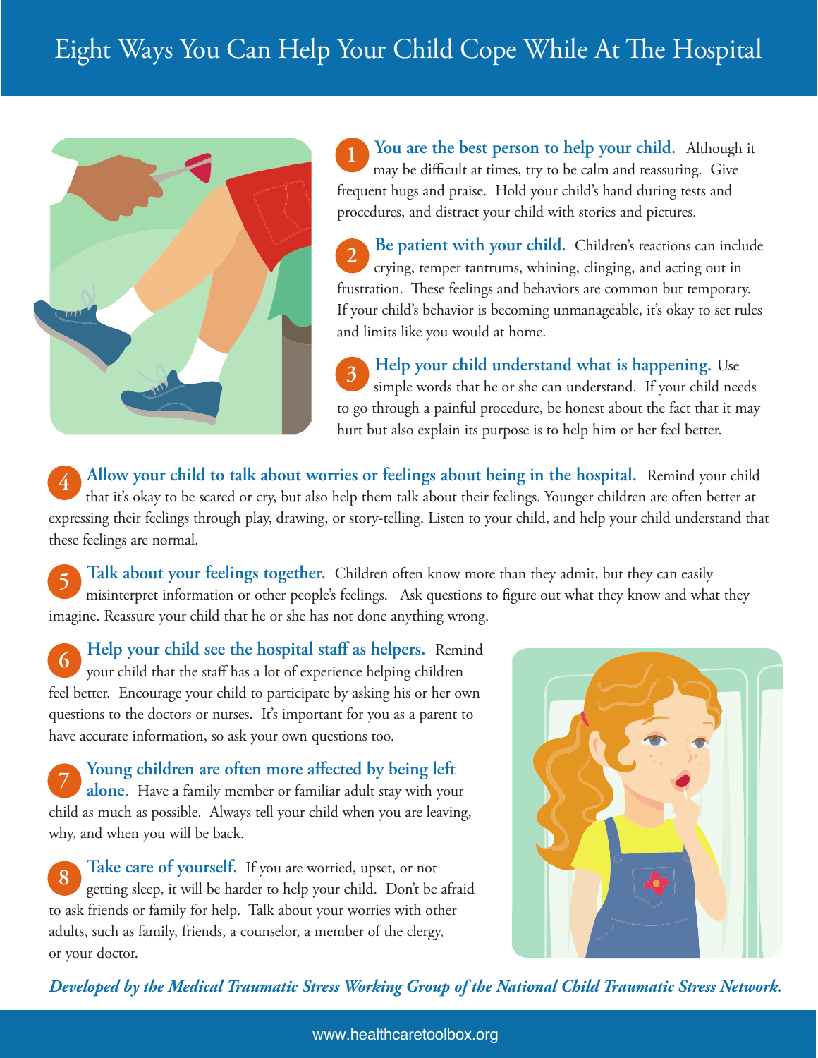# Eight Ways You Can Help Your Child Cope While At The Hospital

1. **You are the best person to help your child.** Although it may be difficult at times, try to be calm and reassuring. Give frequent hugs and praise. Hold your child's hand during tests and procedures, and distract your child with stories and pictures.

2. **Be patient with your child.** Children's reactions can include crying, temper tantrums, whining, clinging, and acting out in frustration. These feelings and behaviors are common but temporary. If your child's behavior is becoming unmanageable, it's okay to set rules and limits like you would at home.

3. **Help your child understand what is happening.** Use simple words that he or she can understand. If your child needs to go through a painful procedure, be honest about the fact that it may hurt but also explain its purpose is to help him or her feel better.

4. **Allow your child to talk about worries or feelings about being in the hospital.** Remind your child that it's okay to be scared or cry, but also help them talk about their feelings. Younger children are often better at expressing their feelings through play, drawing, or story-telling. Listen to your child, and help your child understand that these feelings are normal.

5. **Talk about your feelings together.** Children often know more than they admit, but they can easily misinterpret information or other people's feelings. Ask questions to figure out what they know and what they imagine. Reassure your child that he or she has not done anything wrong.

6. **Help your child see the hospital staff as helpers.** Remind your child that the staff has a lot of experience helping children feel better. Encourage your child to participate by asking his or her own questions to the doctors or nurses. It's important for you as a parent to have accurate information, so ask your own questions too.

7. **Young children are often more affected by being left alone.** Have a family member or familiar adult stay with your child as much as possible. Always tell your child when you are leaving, why, and when you will be back.

8. **Take care of yourself.** If you are worried, upset, or not getting sleep, it will be harder to help your child. Don't be afraid to ask friends or family for help. Talk about your worries with other adults, such as family, friends, a counselor, a member of the clergy, or your doctor.

***Developed by the Medical Traumatic Stress Working Group of the National Child Traumatic Stress Network.***

www.healthcaretoolbox.org